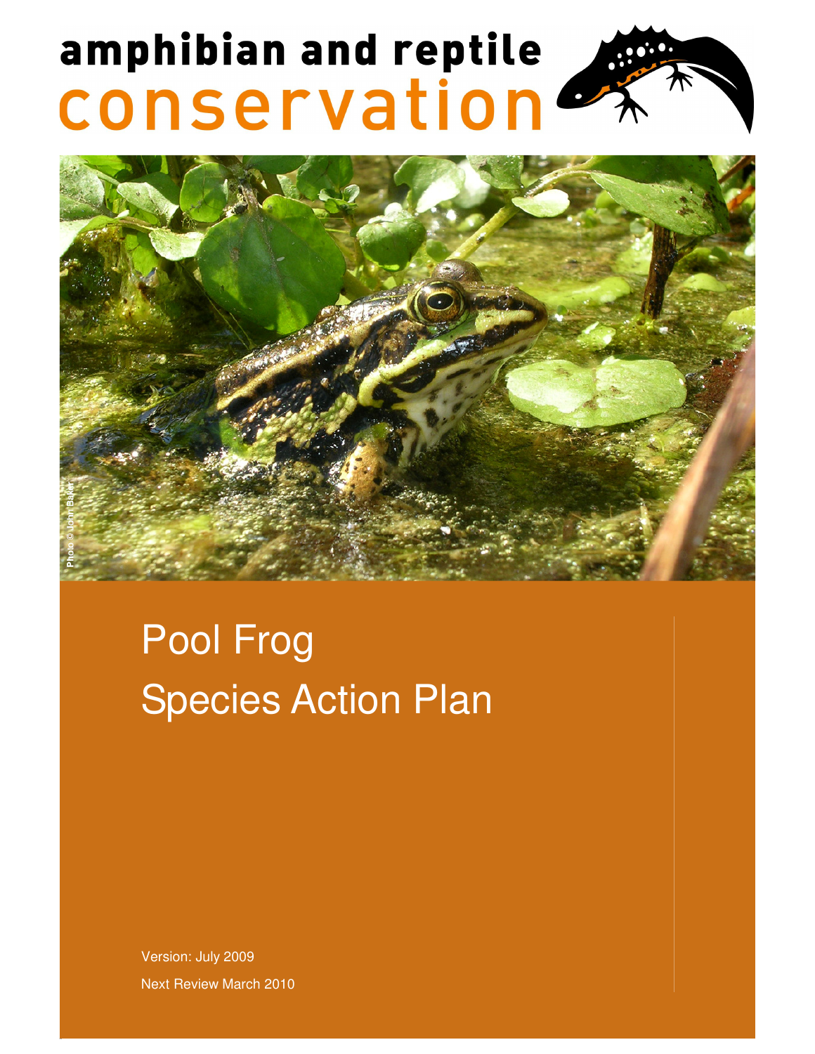amphibian and reptile conservation

# Pool Frog
# Species Action Plan

Version: July 2009

Next Review March 2010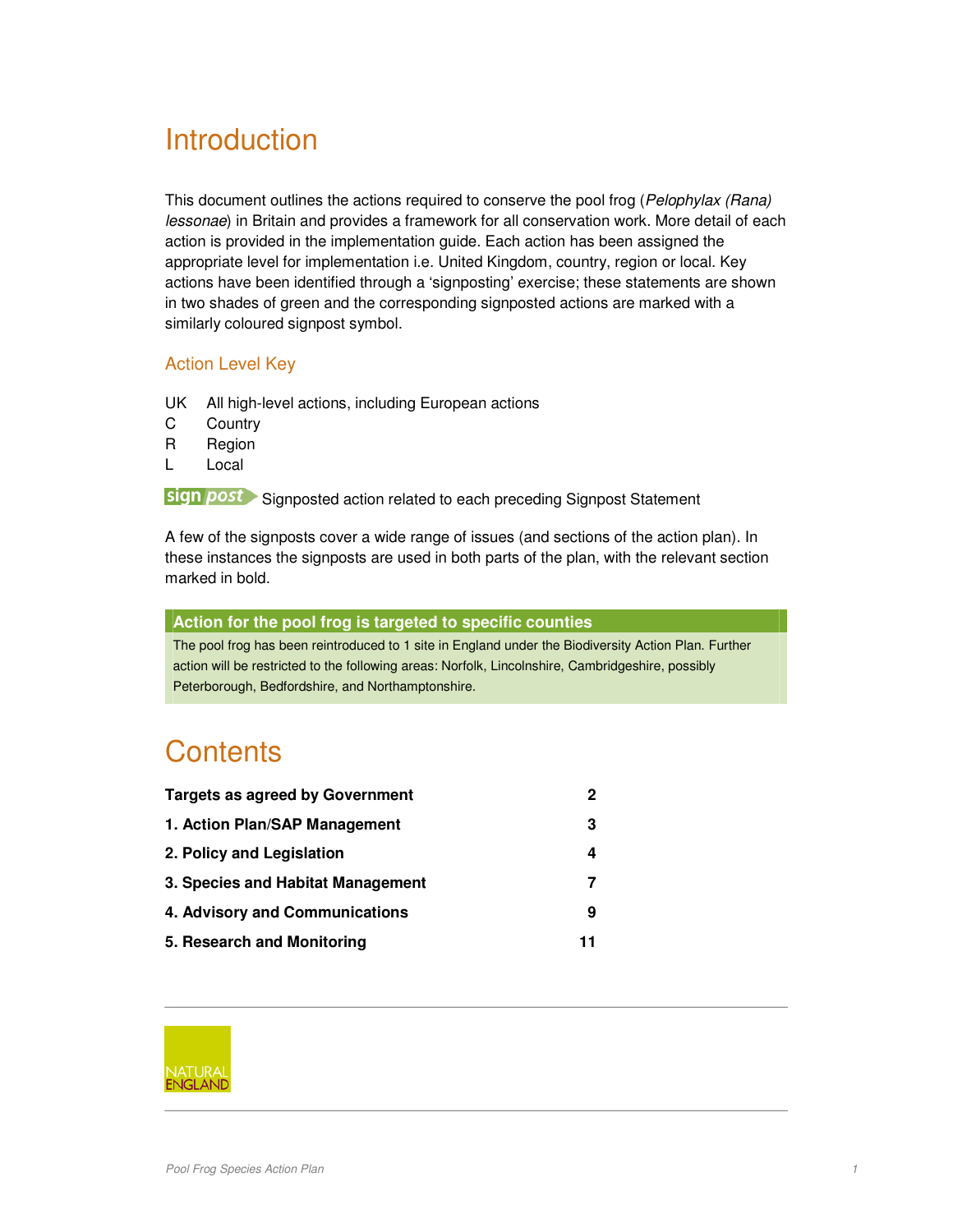# Introduction

This document outlines the actions required to conserve the pool frog (*Pelophylax (Rana) lessonae*) in Britain and provides a framework for all conservation work. More detail of each action is provided in the implementation guide. Each action has been assigned the appropriate level for implementation i.e. United Kingdom, country, region or local. Key actions have been identified through a 'signposting' exercise; these statements are shown in two shades of green and the corresponding signposted actions are marked with a similarly coloured signpost symbol.

## Action Level Key

UK All high-level actions, including European actions
C Country
R Region
L Local

sign post Signposted action related to each preceding Signpost Statement

A few of the signposts cover a wide range of issues (and sections of the action plan). In these instances the signposts are used in both parts of the plan, with the relevant section marked in bold.

**Action for the pool frog is targeted to specific counties**

The pool frog has been reintroduced to 1 site in England under the Biodiversity Action Plan. Further action will be restricted to the following areas: Norfolk, Lincolnshire, Cambridgeshire, possibly Peterborough, Bedfordshire, and Northamptonshire.

# Contents

| | |
|---|---|
| **Targets as agreed by Government** | **2** |
| **1. Action Plan/SAP Management** | **3** |
| **2. Policy and Legislation** | **4** |
| **3. Species and Habitat Management** | **7** |
| **4. Advisory and Communications** | **9** |
| **5. Research and Monitoring** | **11** |

NATURAL ENGLAND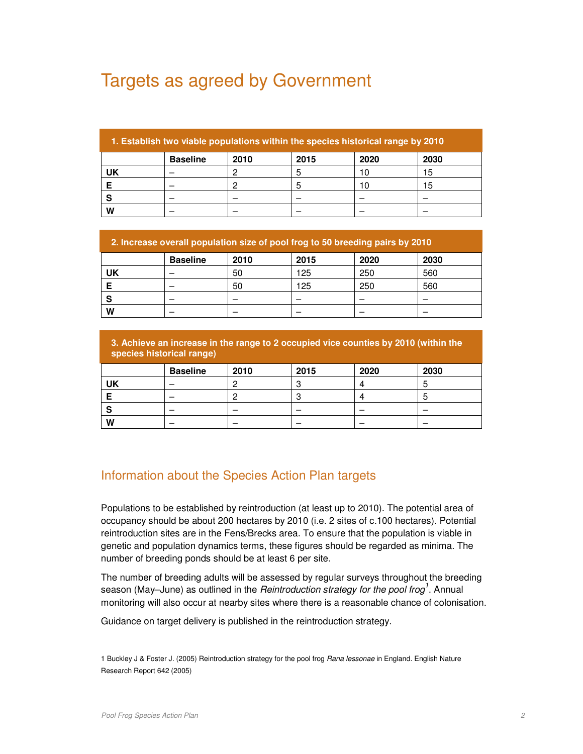# Targets as agreed by Government

**1. Establish two viable populations within the species historical range by 2010**

| | Baseline | 2010 | 2015 | 2020 | 2030 |
|---|---|---|---|---|---|
| **UK** | – | 2 | 5 | 10 | 15 |
| **E** | – | 2 | 5 | 10 | 15 |
| **S** | – | – | – | – | – |
| **W** | – | – | – | – | – |

**2. Increase overall population size of pool frog to 50 breeding pairs by 2010**

| | Baseline | 2010 | 2015 | 2020 | 2030 |
|---|---|---|---|---|---|
| **UK** | – | 50 | 125 | 250 | 560 |
| **E** | – | 50 | 125 | 250 | 560 |
| **S** | – | – | – | – | – |
| **W** | – | – | – | – | – |

**3. Achieve an increase in the range to 2 occupied vice counties by 2010 (within the species historical range)**

| | Baseline | 2010 | 2015 | 2020 | 2030 |
|---|---|---|---|---|---|
| **UK** | – | 2 | 3 | 4 | 5 |
| **E** | – | 2 | 3 | 4 | 5 |
| **S** | – | – | – | – | – |
| **W** | – | – | – | – | – |

## Information about the Species Action Plan targets

Populations to be established by reintroduction (at least up to 2010). The potential area of occupancy should be about 200 hectares by 2010 (i.e. 2 sites of c.100 hectares). Potential reintroduction sites are in the Fens/Brecks area. To ensure that the population is viable in genetic and population dynamics terms, these figures should be regarded as minima. The number of breeding ponds should be at least 6 per site.

The number of breeding adults will be assessed by regular surveys throughout the breeding season (May–June) as outlined in the *Reintroduction strategy for the pool frog*[1]. Annual monitoring will also occur at nearby sites where there is a reasonable chance of colonisation.

Guidance on target delivery is published in the reintroduction strategy.

1 Buckley J & Foster J. (2005) Reintroduction strategy for the pool frog *Rana lessonae* in England. English Nature Research Report 642 (2005)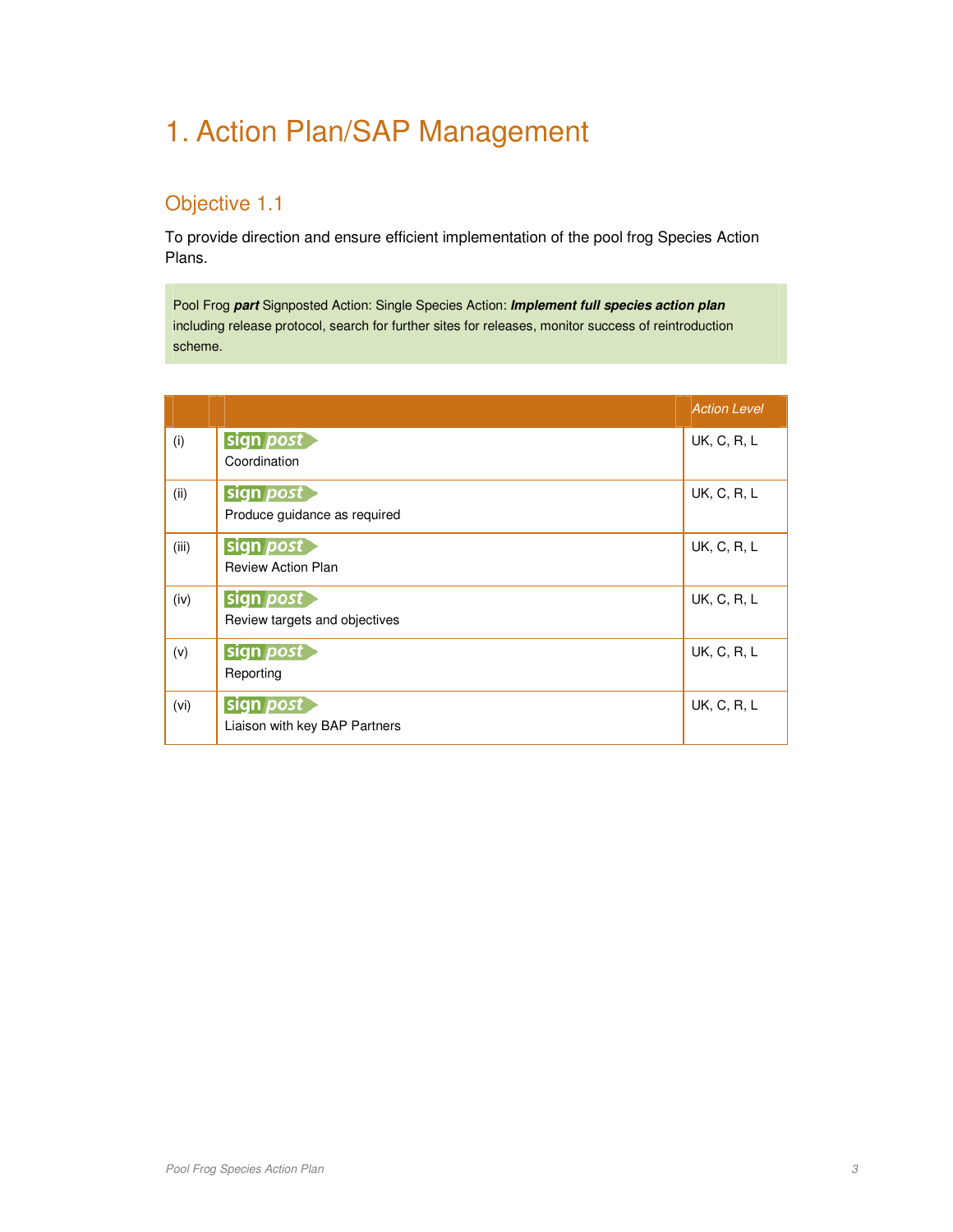# 1. Action Plan/SAP Management

## Objective 1.1

To provide direction and ensure efficient implementation of the pool frog Species Action Plans.

Pool Frog ***part*** Signposted Action: Single Species Action: ***Implement full species action plan*** including release protocol, search for further sites for releases, monitor success of reintroduction scheme.

| | | *Action Level* |
|---|---|---|
| (i) | sign post<br>Coordination | UK, C, R, L |
| (ii) | sign post<br>Produce guidance as required | UK, C, R, L |
| (iii) | sign post<br>Review Action Plan | UK, C, R, L |
| (iv) | sign post<br>Review targets and objectives | UK, C, R, L |
| (v) | sign post<br>Reporting | UK, C, R, L |
| (vi) | sign post<br>Liaison with key BAP Partners | UK, C, R, L |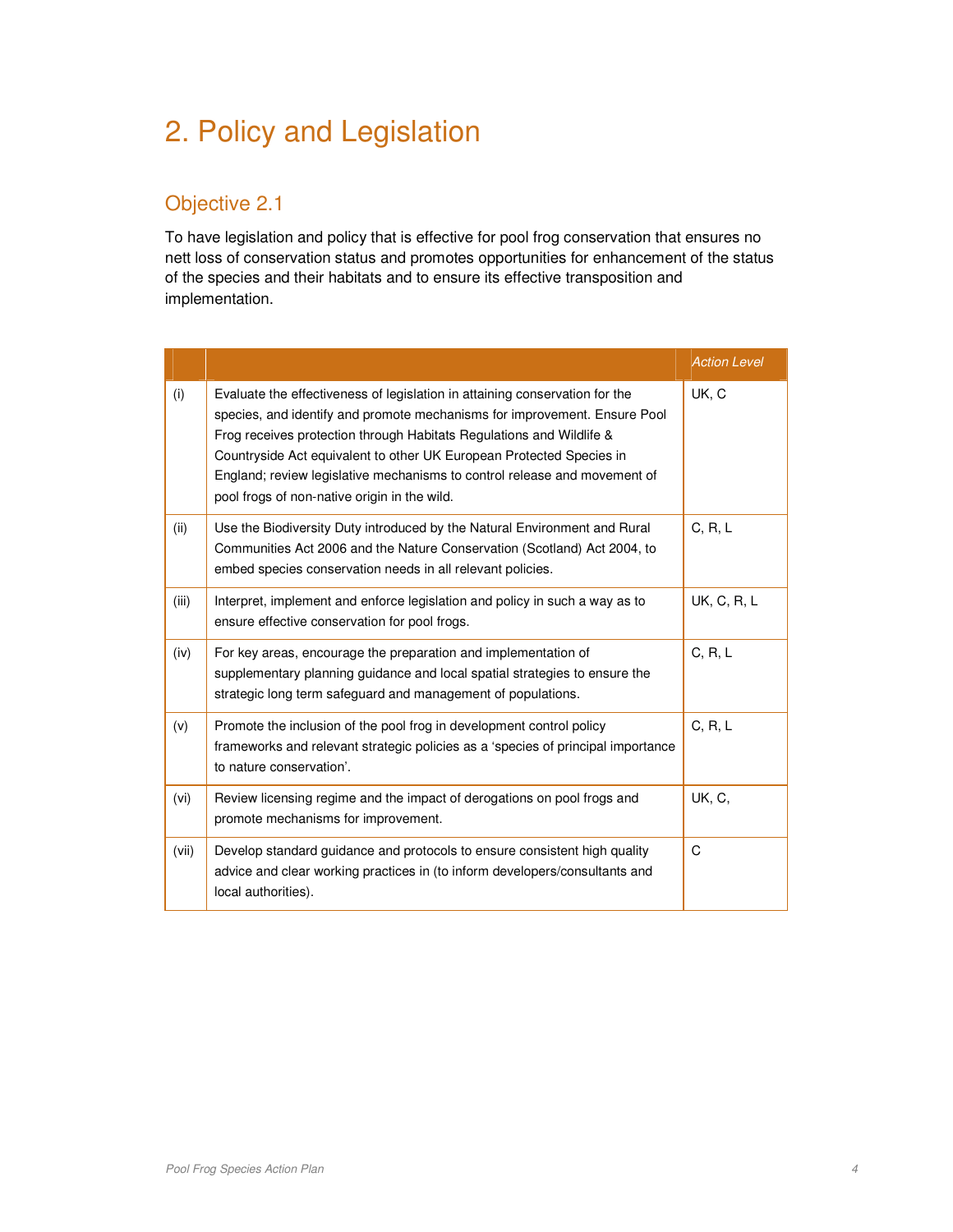# 2. Policy and Legislation

## Objective 2.1

To have legislation and policy that is effective for pool frog conservation that ensures no nett loss of conservation status and promotes opportunities for enhancement of the status of the species and their habitats and to ensure its effective transposition and implementation.

| | | *Action Level* |
|---|---|---|
| (i) | Evaluate the effectiveness of legislation in attaining conservation for the species, and identify and promote mechanisms for improvement. Ensure Pool Frog receives protection through Habitats Regulations and Wildlife & Countryside Act equivalent to other UK European Protected Species in England; review legislative mechanisms to control release and movement of pool frogs of non-native origin in the wild. | UK, C |
| (ii) | Use the Biodiversity Duty introduced by the Natural Environment and Rural Communities Act 2006 and the Nature Conservation (Scotland) Act 2004, to embed species conservation needs in all relevant policies. | C, R, L |
| (iii) | Interpret, implement and enforce legislation and policy in such a way as to ensure effective conservation for pool frogs. | UK, C, R, L |
| (iv) | For key areas, encourage the preparation and implementation of supplementary planning guidance and local spatial strategies to ensure the strategic long term safeguard and management of populations. | C, R, L |
| (v) | Promote the inclusion of the pool frog in development control policy frameworks and relevant strategic policies as a 'species of principal importance to nature conservation'. | C, R, L |
| (vi) | Review licensing regime and the impact of derogations on pool frogs and promote mechanisms for improvement. | UK, C, |
| (vii) | Develop standard guidance and protocols to ensure consistent high quality advice and clear working practices in (to inform developers/consultants and local authorities). | C |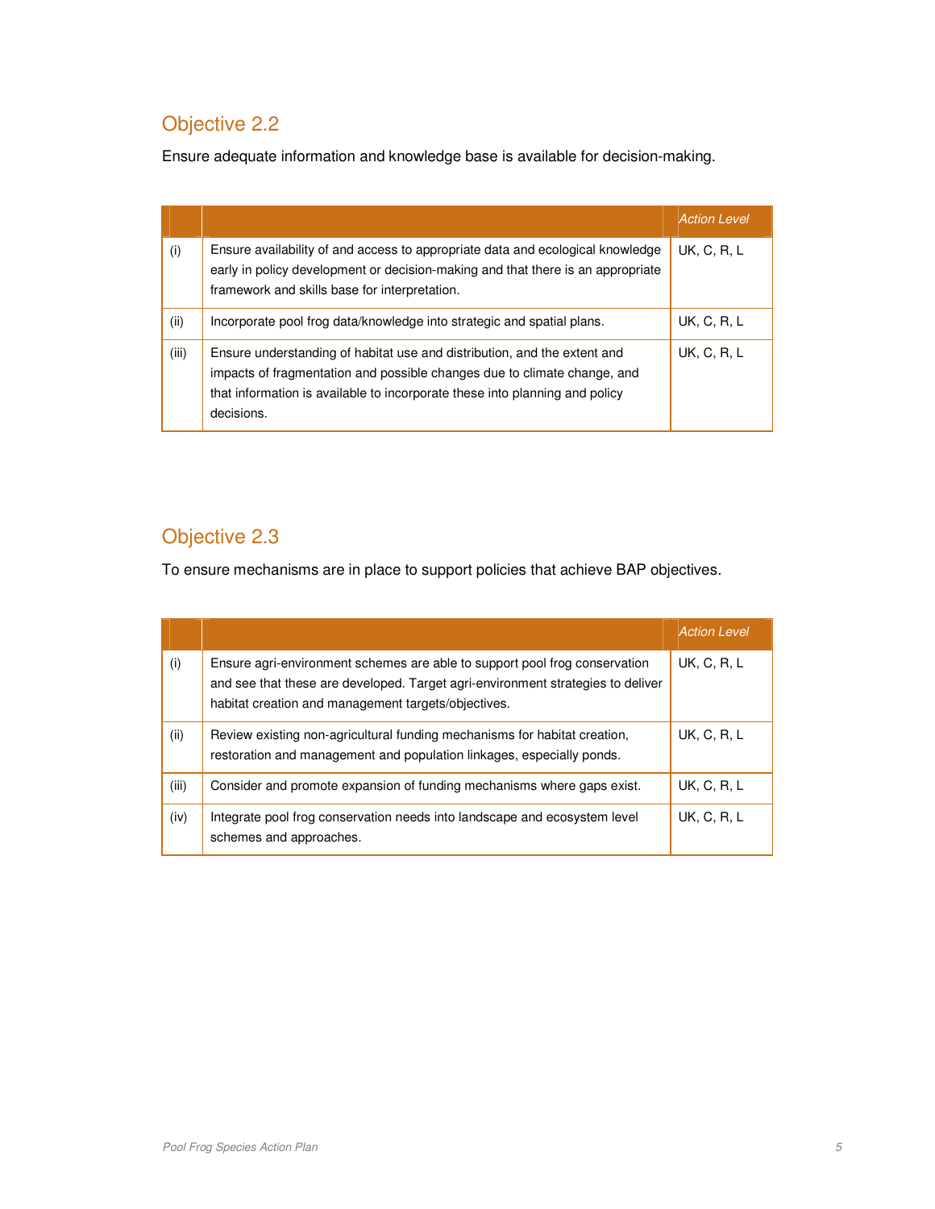## Objective 2.2

Ensure adequate information and knowledge base is available for decision-making.

| | | *Action Level* |
|---|---|---|
| (i) | Ensure availability of and access to appropriate data and ecological knowledge early in policy development or decision-making and that there is an appropriate framework and skills base for interpretation. | UK, C, R, L |
| (ii) | Incorporate pool frog data/knowledge into strategic and spatial plans. | UK, C, R, L |
| (iii) | Ensure understanding of habitat use and distribution, and the extent and impacts of fragmentation and possible changes due to climate change, and that information is available to incorporate these into planning and policy decisions. | UK, C, R, L |

## Objective 2.3

To ensure mechanisms are in place to support policies that achieve BAP objectives.

| | | *Action Level* |
|---|---|---|
| (i) | Ensure agri-environment schemes are able to support pool frog conservation and see that these are developed. Target agri-environment strategies to deliver habitat creation and management targets/objectives. | UK, C, R, L |
| (ii) | Review existing non-agricultural funding mechanisms for habitat creation, restoration and management and population linkages, especially ponds. | UK, C, R, L |
| (iii) | Consider and promote expansion of funding mechanisms where gaps exist. | UK, C, R, L |
| (iv) | Integrate pool frog conservation needs into landscape and ecosystem level schemes and approaches. | UK, C, R, L |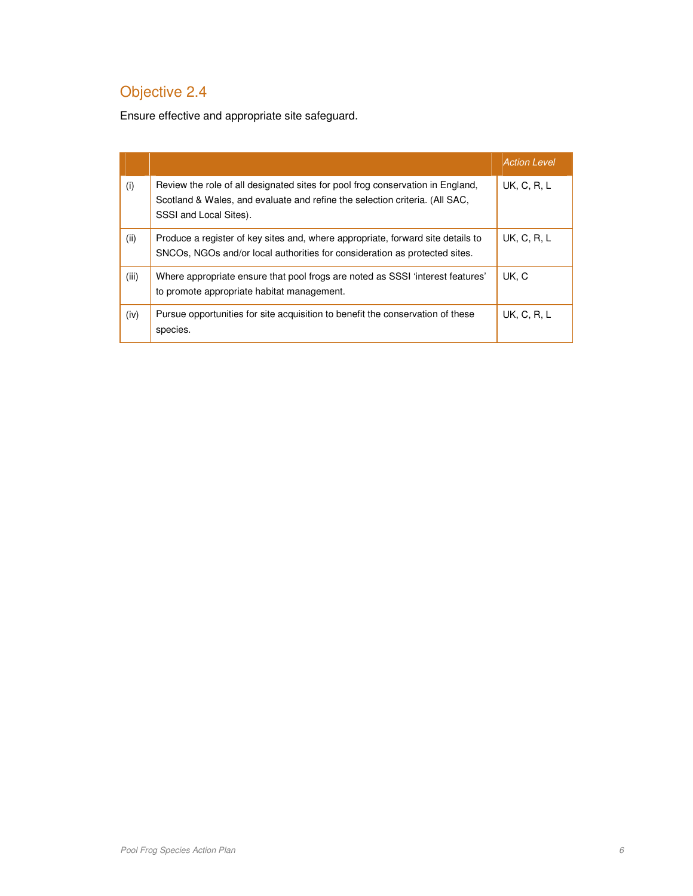## Objective 2.4

Ensure effective and appropriate site safeguard.

| | | *Action Level* |
|---|---|---|
| (i) | Review the role of all designated sites for pool frog conservation in England, Scotland & Wales, and evaluate and refine the selection criteria. (All SAC, SSSI and Local Sites). | UK, C, R, L |
| (ii) | Produce a register of key sites and, where appropriate, forward site details to SNCOs, NGOs and/or local authorities for consideration as protected sites. | UK, C, R, L |
| (iii) | Where appropriate ensure that pool frogs are noted as SSSI 'interest features' to promote appropriate habitat management. | UK, C |
| (iv) | Pursue opportunities for site acquisition to benefit the conservation of these species. | UK, C, R, L |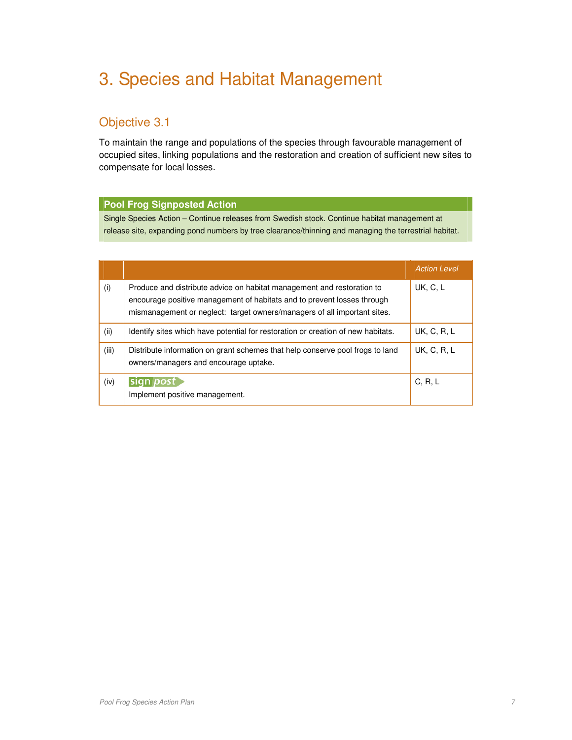# 3. Species and Habitat Management

## Objective 3.1

To maintain the range and populations of the species through favourable management of occupied sites, linking populations and the restoration and creation of sufficient new sites to compensate for local losses.

**Pool Frog Signposted Action**

Single Species Action – Continue releases from Swedish stock. Continue habitat management at release site, expanding pond numbers by tree clearance/thinning and managing the terrestrial habitat.

| | | *Action Level* |
|---|---|---|
| (i) | Produce and distribute advice on habitat management and restoration to encourage positive management of habitats and to prevent losses through mismanagement or neglect: target owners/managers of all important sites. | UK, C, L |
| (ii) | Identify sites which have potential for restoration or creation of new habitats. | UK, C, R, L |
| (iii) | Distribute information on grant schemes that help conserve pool frogs to land owners/managers and encourage uptake. | UK, C, R, L |
| (iv) | sign post<br>Implement positive management. | C, R, L |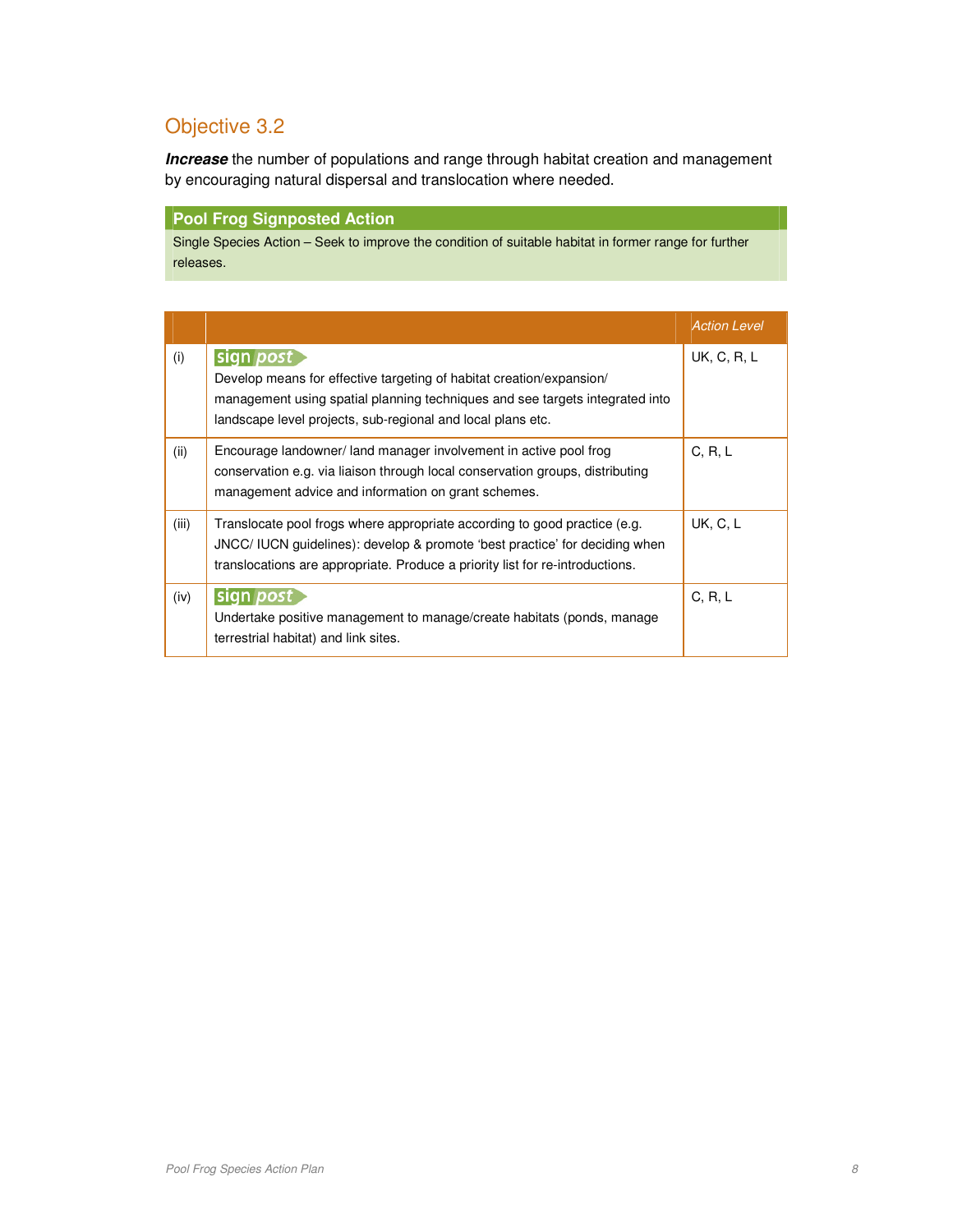## Objective 3.2

***Increase*** the number of populations and range through habitat creation and management by encouraging natural dispersal and translocation where needed.

**Pool Frog Signposted Action**

Single Species Action – Seek to improve the condition of suitable habitat in former range for further releases.

| | | *Action Level* |
|---|---|---|
| (i) | sign post<br>Develop means for effective targeting of habitat creation/expansion/ management using spatial planning techniques and see targets integrated into landscape level projects, sub-regional and local plans etc. | UK, C, R, L |
| (ii) | Encourage landowner/ land manager involvement in active pool frog conservation e.g. via liaison through local conservation groups, distributing management advice and information on grant schemes. | C, R, L |
| (iii) | Translocate pool frogs where appropriate according to good practice (e.g. JNCC/ IUCN guidelines): develop & promote 'best practice' for deciding when translocations are appropriate. Produce a priority list for re-introductions. | UK, C, L |
| (iv) | sign post<br>Undertake positive management to manage/create habitats (ponds, manage terrestrial habitat) and link sites. | C, R, L |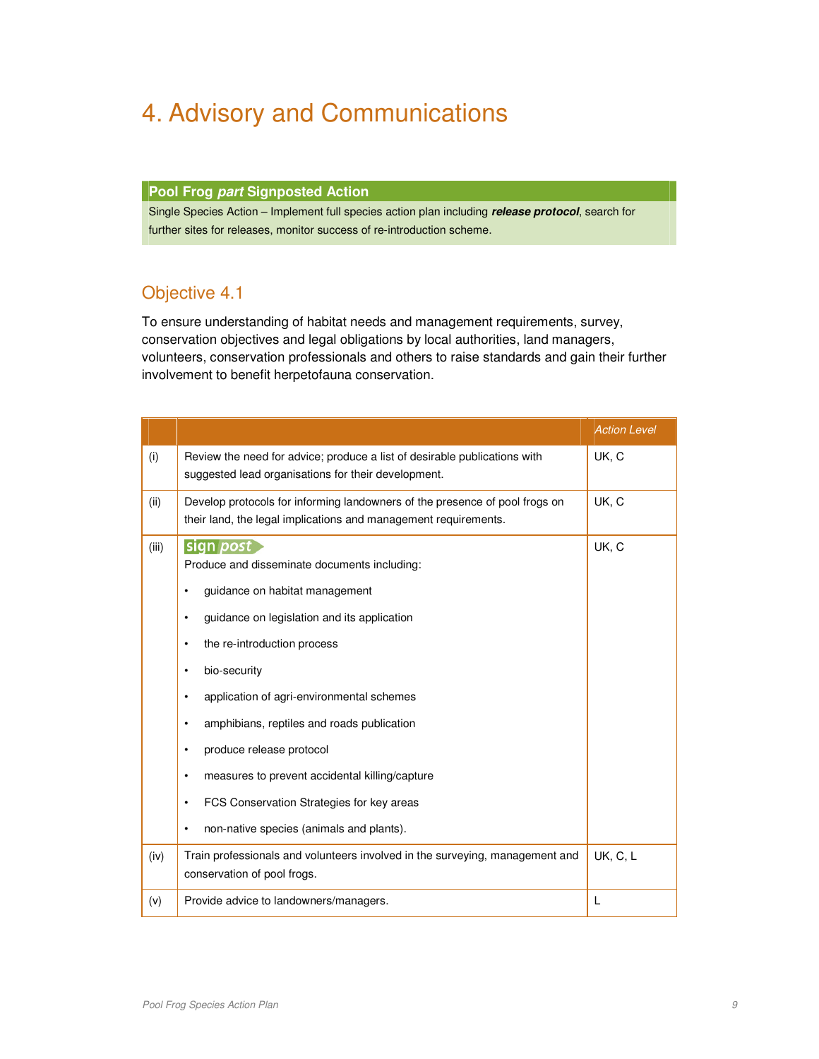# 4. Advisory and Communications

**Pool Frog *part* Signposted Action**

Single Species Action – Implement full species action plan including ***release protocol***, search for further sites for releases, monitor success of re-introduction scheme.

## Objective 4.1

To ensure understanding of habitat needs and management requirements, survey, conservation objectives and legal obligations by local authorities, land managers, volunteers, conservation professionals and others to raise standards and gain their further involvement to benefit herpetofauna conservation.

| | | *Action Level* |
|---|---|---|
| (i) | Review the need for advice; produce a list of desirable publications with suggested lead organisations for their development. | UK, C |
| (ii) | Develop protocols for informing landowners of the presence of pool frogs on their land, the legal implications and management requirements. | UK, C |
| (iii) | sign post<br>Produce and disseminate documents including:<br>• guidance on habitat management<br>• guidance on legislation and its application<br>• the re-introduction process<br>• bio-security<br>• application of agri-environmental schemes<br>• amphibians, reptiles and roads publication<br>• produce release protocol<br>• measures to prevent accidental killing/capture<br>• FCS Conservation Strategies for key areas<br>• non-native species (animals and plants). | UK, C |
| (iv) | Train professionals and volunteers involved in the surveying, management and conservation of pool frogs. | UK, C, L |
| (v) | Provide advice to landowners/managers. | L |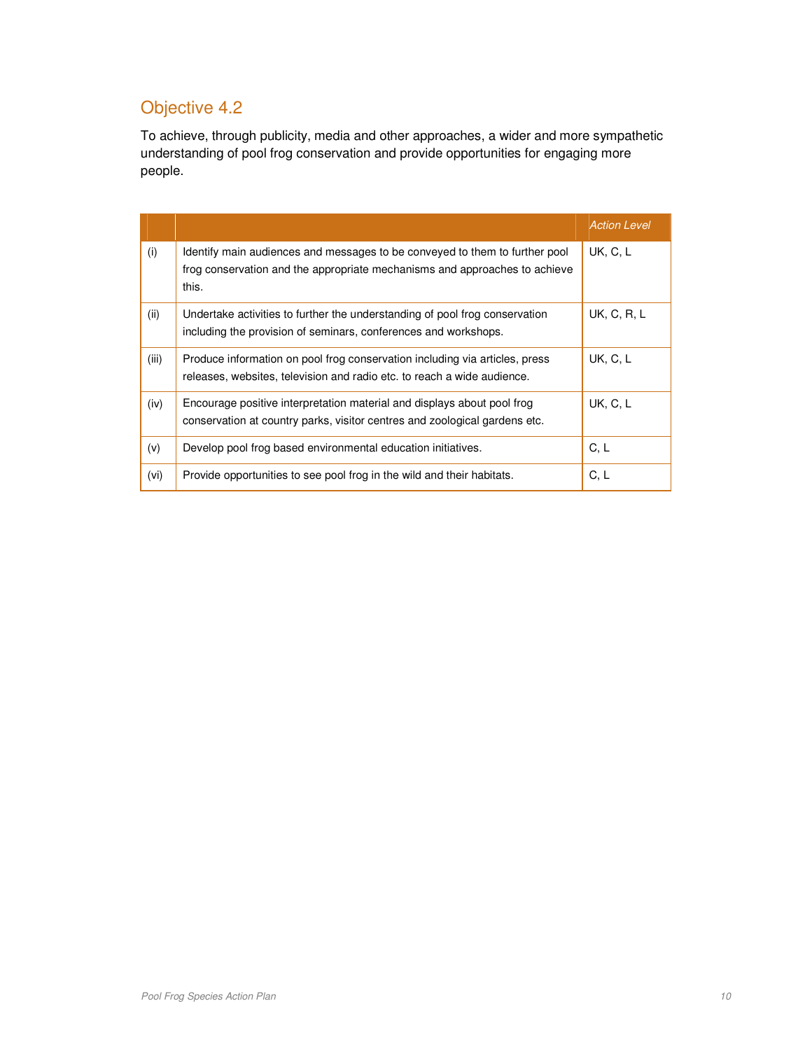## Objective 4.2

To achieve, through publicity, media and other approaches, a wider and more sympathetic understanding of pool frog conservation and provide opportunities for engaging more people.

| | | *Action Level* |
|---|---|---|
| (i) | Identify main audiences and messages to be conveyed to them to further pool frog conservation and the appropriate mechanisms and approaches to achieve this. | UK, C, L |
| (ii) | Undertake activities to further the understanding of pool frog conservation including the provision of seminars, conferences and workshops. | UK, C, R, L |
| (iii) | Produce information on pool frog conservation including via articles, press releases, websites, television and radio etc. to reach a wide audience. | UK, C, L |
| (iv) | Encourage positive interpretation material and displays about pool frog conservation at country parks, visitor centres and zoological gardens etc. | UK, C, L |
| (v) | Develop pool frog based environmental education initiatives. | C, L |
| (vi) | Provide opportunities to see pool frog in the wild and their habitats. | C, L |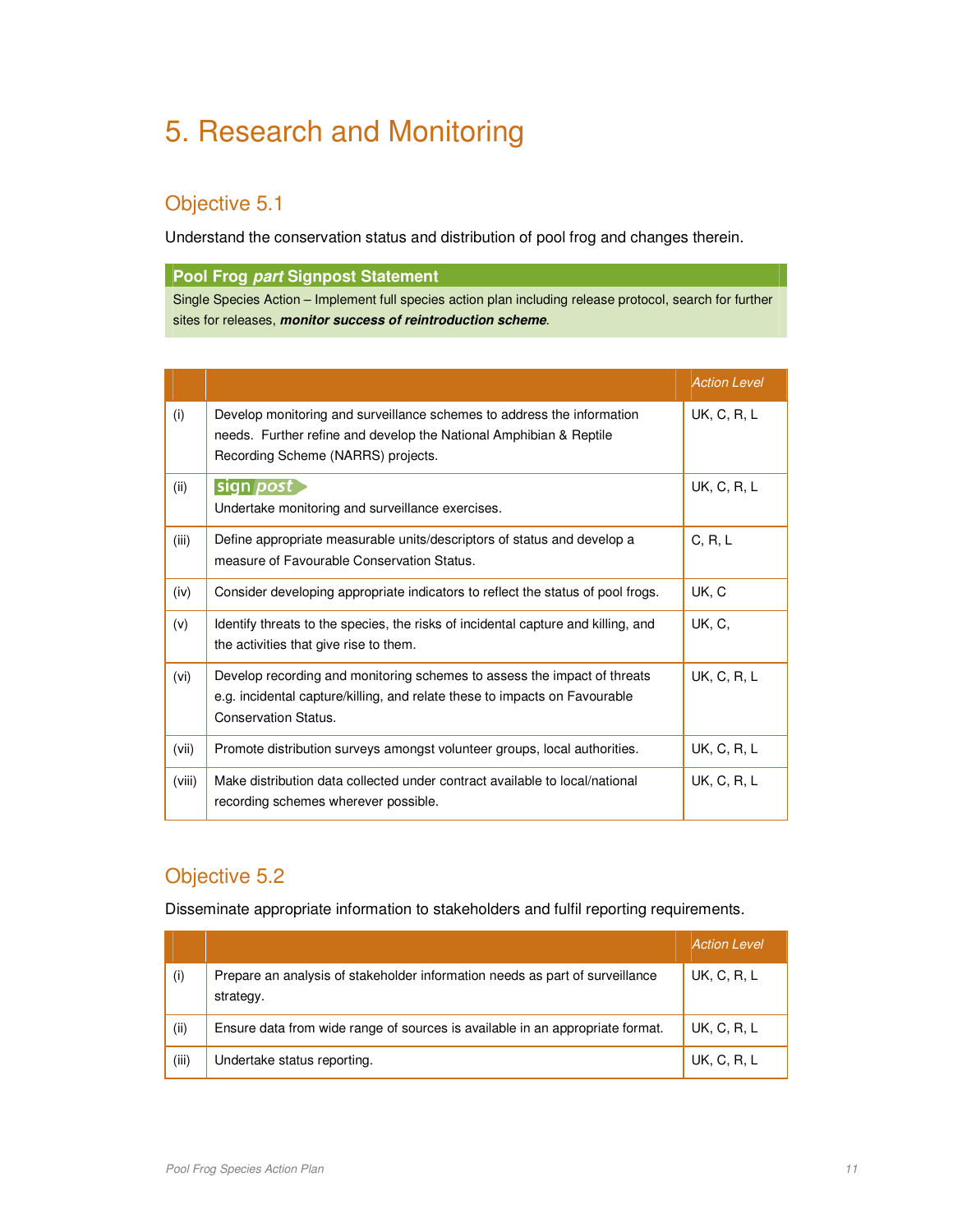# 5. Research and Monitoring

## Objective 5.1

Understand the conservation status and distribution of pool frog and changes therein.

**Pool Frog *part* Signpost Statement**

Single Species Action – Implement full species action plan including release protocol, search for further sites for releases, ***monitor success of reintroduction scheme***.

| | | *Action Level* |
|---|---|---|
| (i) | Develop monitoring and surveillance schemes to address the information needs. Further refine and develop the National Amphibian & Reptile Recording Scheme (NARRS) projects. | UK, C, R, L |
| (ii) | **sign post** Undertake monitoring and surveillance exercises. | UK, C, R, L |
| (iii) | Define appropriate measurable units/descriptors of status and develop a measure of Favourable Conservation Status. | C, R, L |
| (iv) | Consider developing appropriate indicators to reflect the status of pool frogs. | UK, C |
| (v) | Identify threats to the species, the risks of incidental capture and killing, and the activities that give rise to them. | UK, C, |
| (vi) | Develop recording and monitoring schemes to assess the impact of threats e.g. incidental capture/killing, and relate these to impacts on Favourable Conservation Status. | UK, C, R, L |
| (vii) | Promote distribution surveys amongst volunteer groups, local authorities. | UK, C, R, L |
| (viii) | Make distribution data collected under contract available to local/national recording schemes wherever possible. | UK, C, R, L |

## Objective 5.2

Disseminate appropriate information to stakeholders and fulfil reporting requirements.

| | | *Action Level* |
|---|---|---|
| (i) | Prepare an analysis of stakeholder information needs as part of surveillance strategy. | UK, C, R, L |
| (ii) | Ensure data from wide range of sources is available in an appropriate format. | UK, C, R, L |
| (iii) | Undertake status reporting. | UK, C, R, L |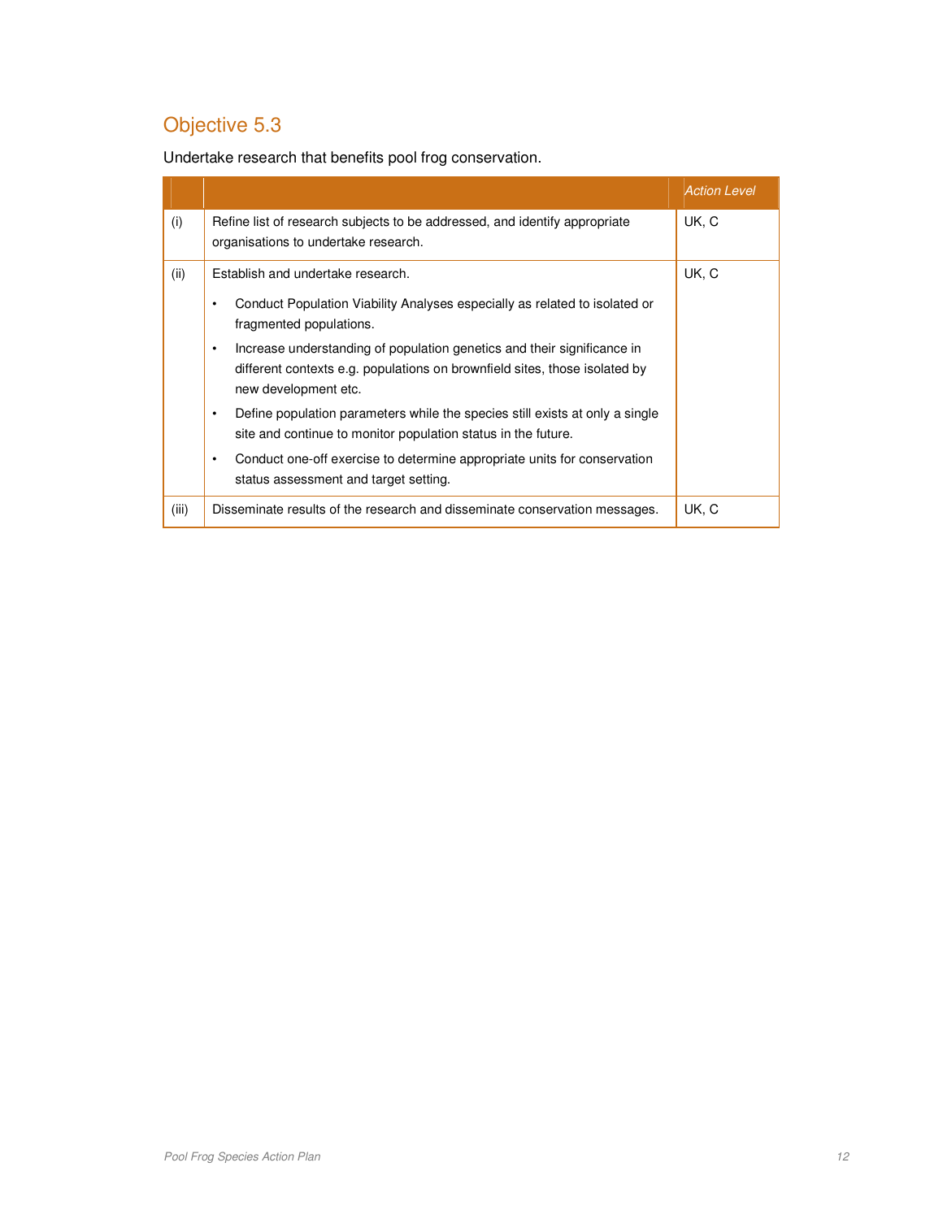## Objective 5.3

Undertake research that benefits pool frog conservation.

| | | *Action Level* |
|---|---|---|
| (i) | Refine list of research subjects to be addressed, and identify appropriate organisations to undertake research. | UK, C |
| (ii) | Establish and undertake research.<br>• Conduct Population Viability Analyses especially as related to isolated or fragmented populations.<br>• Increase understanding of population genetics and their significance in different contexts e.g. populations on brownfield sites, those isolated by new development etc.<br>• Define population parameters while the species still exists at only a single site and continue to monitor population status in the future.<br>• Conduct one-off exercise to determine appropriate units for conservation status assessment and target setting. | UK, C |
| (iii) | Disseminate results of the research and disseminate conservation messages. | UK, C |